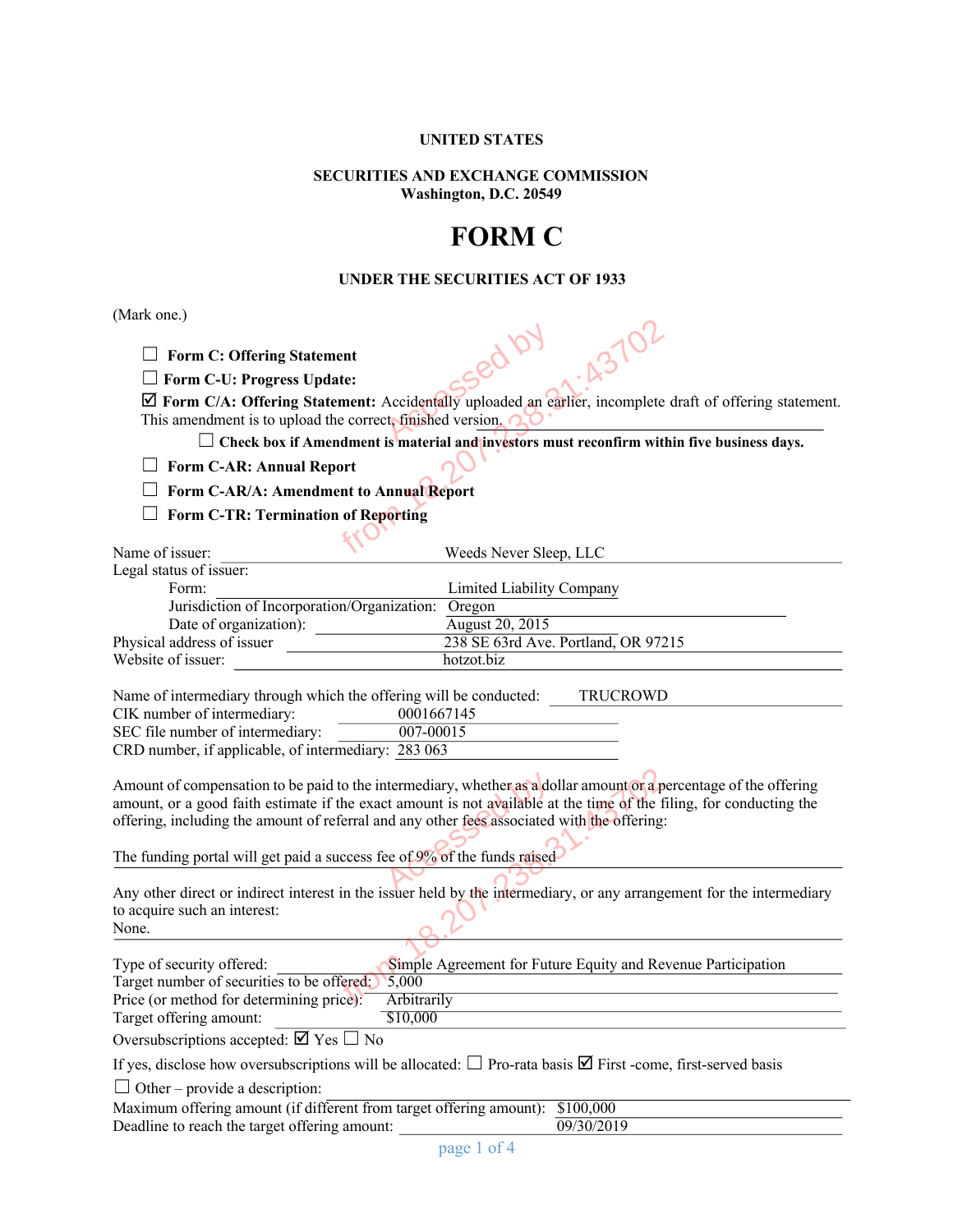**UNITED STATES**

**SECURITIES AND EXCHANGE COMMISSION**
**Washington, D.C. 20549**

# FORM C

**UNDER THE SECURITIES ACT OF 1933**

(Mark one.)

☐ **Form C: Offering Statement**

☐ **Form C-U: Progress Update:**

☑ **Form C/A: Offering Statement:** Accidentally uploaded an earlier, incomplete draft of offering statement. This amendment is to upload the correct, finished version.

☐ **Check box if Amendment is material and investors must reconfirm within five business days.**

☐ **Form C-AR: Annual Report**

☐ **Form C-AR/A: Amendment to Annual Report**

☐ **Form C-TR: Termination of Reporting**

Name of issuer: Weeds Never Sleep, LLC

Legal status of issuer:

Form: Limited Liability Company

Jurisdiction of Incorporation/Organization: Oregon

Date of organization): August 20, 2015

Physical address of issuer 238 SE 63rd Ave. Portland, OR 97215

Website of issuer: hotzot.biz

Name of intermediary through which the offering will be conducted: TRUCROWD

CIK number of intermediary: 0001667145

SEC file number of intermediary: 007-00015

CRD number, if applicable, of intermediary: 283 063

Amount of compensation to be paid to the intermediary, whether as a dollar amount or a percentage of the offering amount, or a good faith estimate if the exact amount is not available at the time of the filing, for conducting the offering, including the amount of referral and any other fees associated with the offering:

The funding portal will get paid a success fee of 9% of the funds raised

Any other direct or indirect interest in the issuer held by the intermediary, or any arrangement for the intermediary to acquire such an interest:
None.

Type of security offered: Simple Agreement for Future Equity and Revenue Participation

Target number of securities to be offered: 5,000

Price (or method for determining price): Arbitrarily

Target offering amount: $10,000

Oversubscriptions accepted: ☑ Yes ☐ No

If yes, disclose how oversubscriptions will be allocated: ☐ Pro-rata basis ☑ First -come, first-served basis

☐ Other – provide a description:

Maximum offering amount (if different from target offering amount): $100,000

Deadline to reach the target offering amount: 09/30/2019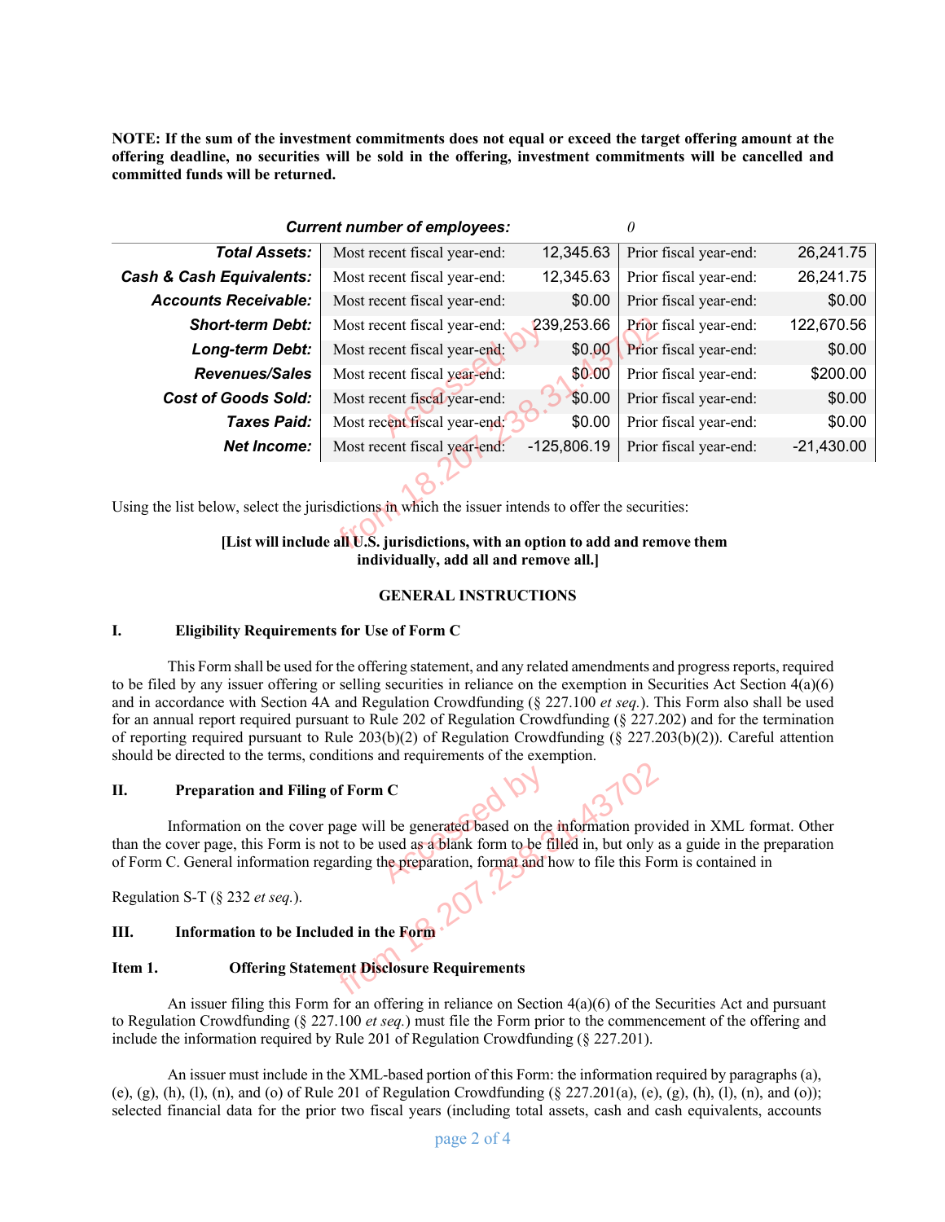**NOTE: If the sum of the investment commitments does not equal or exceed the target offering amount at the offering deadline, no securities will be sold in the offering, investment commitments will be cancelled and committed funds will be returned.**

| ***Current number of employees:*** | | *0* | | |
|---|---|---|---|---|
| ***Total Assets:*** | Most recent fiscal year-end: | 12,345.63 | Prior fiscal year-end: | 26,241.75 |
| ***Cash & Cash Equivalents:*** | Most recent fiscal year-end: | 12,345.63 | Prior fiscal year-end: | 26,241.75 |
| ***Accounts Receivable:*** | Most recent fiscal year-end: | $0.00 | Prior fiscal year-end: | $0.00 |
| ***Short-term Debt:*** | Most recent fiscal year-end: | 239,253.66 | Prior fiscal year-end: | 122,670.56 |
| ***Long-term Debt:*** | Most recent fiscal year-end: | $0.00 | Prior fiscal year-end: | $0.00 |
| ***Revenues/Sales*** | Most recent fiscal year-end: | $0.00 | Prior fiscal year-end: | $200.00 |
| ***Cost of Goods Sold:*** | Most recent fiscal year-end: | $0.00 | Prior fiscal year-end: | $0.00 |
| ***Taxes Paid:*** | Most recent fiscal year-end: | $0.00 | Prior fiscal year-end: | $0.00 |
| ***Net Income:*** | Most recent fiscal year-end: | -125,806.19 | Prior fiscal year-end: | -21,430.00 |

Using the list below, select the jurisdictions in which the issuer intends to offer the securities:

**[List will include all U.S. jurisdictions, with an option to add and remove them individually, add all and remove all.]**

**GENERAL INSTRUCTIONS**

**I. Eligibility Requirements for Use of Form C**

This Form shall be used for the offering statement, and any related amendments and progress reports, required to be filed by any issuer offering or selling securities in reliance on the exemption in Securities Act Section 4(a)(6) and in accordance with Section 4A and Regulation Crowdfunding (§ 227.100 *et seq.*). This Form also shall be used for an annual report required pursuant to Rule 202 of Regulation Crowdfunding (§ 227.202) and for the termination of reporting required pursuant to Rule 203(b)(2) of Regulation Crowdfunding (§ 227.203(b)(2)). Careful attention should be directed to the terms, conditions and requirements of the exemption.

**II. Preparation and Filing of Form C**

Information on the cover page will be generated based on the information provided in XML format. Other than the cover page, this Form is not to be used as a blank form to be filled in, but only as a guide in the preparation of Form C. General information regarding the preparation, format and how to file this Form is contained in

Regulation S-T (§ 232 *et seq.*).

**III. Information to be Included in the Form**

**Item 1. Offering Statement Disclosure Requirements**

An issuer filing this Form for an offering in reliance on Section 4(a)(6) of the Securities Act and pursuant to Regulation Crowdfunding (§ 227.100 *et seq.*) must file the Form prior to the commencement of the offering and include the information required by Rule 201 of Regulation Crowdfunding (§ 227.201).

An issuer must include in the XML-based portion of this Form: the information required by paragraphs (a), (e), (g), (h), (l), (n), and (o) of Rule 201 of Regulation Crowdfunding (§ 227.201(a), (e), (g), (h), (l), (n), and (o)); selected financial data for the prior two fiscal years (including total assets, cash and cash equivalents, accounts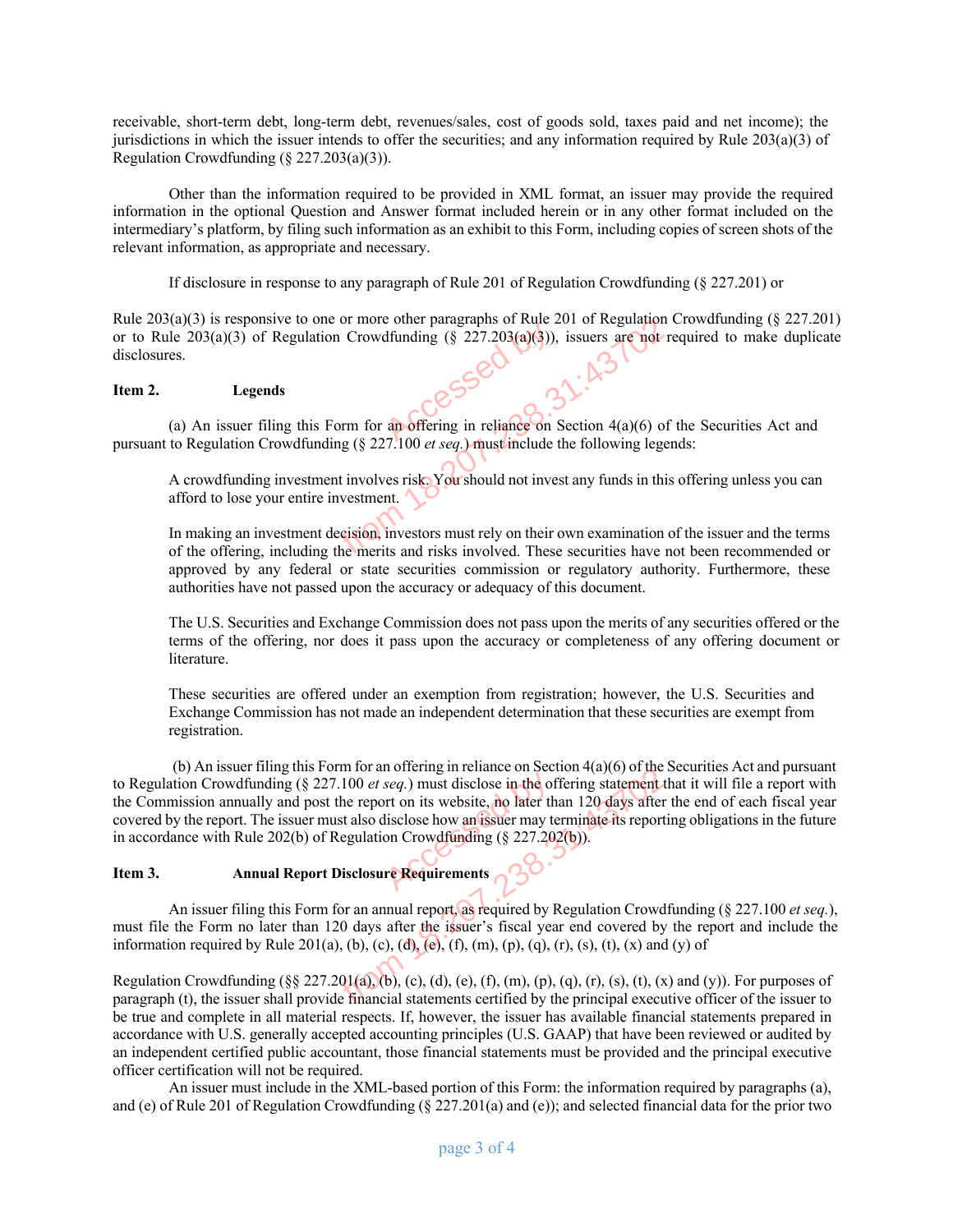receivable, short-term debt, long-term debt, revenues/sales, cost of goods sold, taxes paid and net income); the jurisdictions in which the issuer intends to offer the securities; and any information required by Rule 203(a)(3) of Regulation Crowdfunding (§ 227.203(a)(3)).

Other than the information required to be provided in XML format, an issuer may provide the required information in the optional Question and Answer format included herein or in any other format included on the intermediary's platform, by filing such information as an exhibit to this Form, including copies of screen shots of the relevant information, as appropriate and necessary.

If disclosure in response to any paragraph of Rule 201 of Regulation Crowdfunding (§ 227.201) or Rule 203(a)(3) is responsive to one or more other paragraphs of Rule 201 of Regulation Crowdfunding (§ 227.201) or to Rule 203(a)(3) of Regulation Crowdfunding (§ 227.203(a)(3)), issuers are not required to make duplicate disclosures.

**Item 2. Legends**

(a) An issuer filing this Form for an offering in reliance on Section 4(a)(6) of the Securities Act and pursuant to Regulation Crowdfunding (§ 227.100 *et seq.*) must include the following legends:

> A crowdfunding investment involves risk. You should not invest any funds in this offering unless you can afford to lose your entire investment.
>
> In making an investment decision, investors must rely on their own examination of the issuer and the terms of the offering, including the merits and risks involved. These securities have not been recommended or approved by any federal or state securities commission or regulatory authority. Furthermore, these authorities have not passed upon the accuracy or adequacy of this document.
>
> The U.S. Securities and Exchange Commission does not pass upon the merits of any securities offered or the terms of the offering, nor does it pass upon the accuracy or completeness of any offering document or literature.
>
> These securities are offered under an exemption from registration; however, the U.S. Securities and Exchange Commission has not made an independent determination that these securities are exempt from registration.

(b) An issuer filing this Form for an offering in reliance on Section 4(a)(6) of the Securities Act and pursuant to Regulation Crowdfunding (§ 227.100 *et seq.*) must disclose in the offering statement that it will file a report with the Commission annually and post the report on its website, no later than 120 days after the end of each fiscal year covered by the report. The issuer must also disclose how an issuer may terminate its reporting obligations in the future in accordance with Rule 202(b) of Regulation Crowdfunding (§ 227.202(b)).

**Item 3. Annual Report Disclosure Requirements**

An issuer filing this Form for an annual report, as required by Regulation Crowdfunding (§ 227.100 *et seq.*), must file the Form no later than 120 days after the issuer's fiscal year end covered by the report and include the information required by Rule 201(a), (b), (c), (d), (e), (f), (m), (p), (q), (r), (s), (t), (x) and (y) of Regulation Crowdfunding (§§ 227.201(a), (b), (c), (d), (e), (f), (m), (p), (q), (r), (s), (t), (x) and (y)). For purposes of paragraph (t), the issuer shall provide financial statements certified by the principal executive officer of the issuer to be true and complete in all material respects. If, however, the issuer has available financial statements prepared in accordance with U.S. generally accepted accounting principles (U.S. GAAP) that have been reviewed or audited by an independent certified public accountant, those financial statements must be provided and the principal executive officer certification will not be required.

An issuer must include in the XML-based portion of this Form: the information required by paragraphs (a), and (e) of Rule 201 of Regulation Crowdfunding (§ 227.201(a) and (e)); and selected financial data for the prior two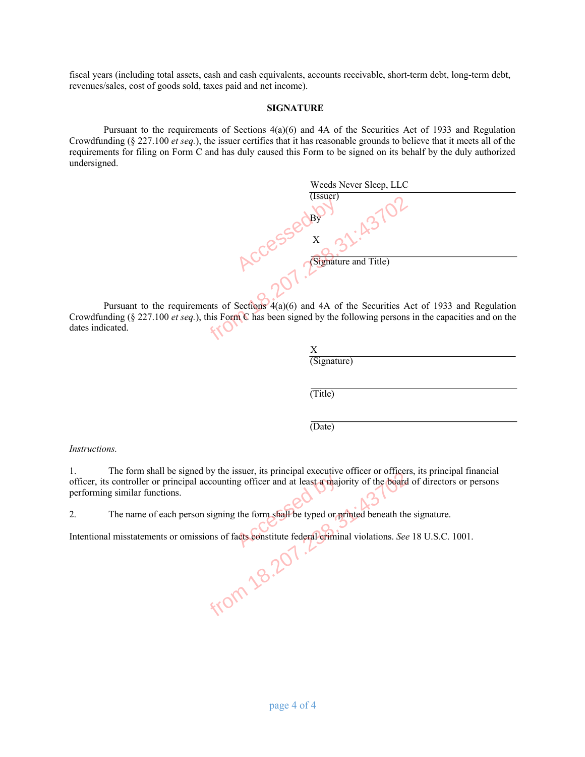fiscal years (including total assets, cash and cash equivalents, accounts receivable, short-term debt, long-term debt, revenues/sales, cost of goods sold, taxes paid and net income).

**SIGNATURE**

Pursuant to the requirements of Sections 4(a)(6) and 4A of the Securities Act of 1933 and Regulation Crowdfunding (§ 227.100 *et seq.*), the issuer certifies that it has reasonable grounds to believe that it meets all of the requirements for filing on Form C and has duly caused this Form to be signed on its behalf by the duly authorized undersigned.

Weeds Never Sleep, LLC
(Issuer)

By

X
(Signature and Title)

Pursuant to the requirements of Sections 4(a)(6) and 4A of the Securities Act of 1933 and Regulation Crowdfunding (§ 227.100 *et seq.*), this Form C has been signed by the following persons in the capacities and on the dates indicated.

X
(Signature)

(Title)

(Date)

*Instructions.*

1. The form shall be signed by the issuer, its principal executive officer or officers, its principal financial officer, its controller or principal accounting officer and at least a majority of the board of directors or persons performing similar functions.

2. The name of each person signing the form shall be typed or printed beneath the signature.

Intentional misstatements or omissions of facts constitute federal criminal violations. *See* 18 U.S.C. 1001.